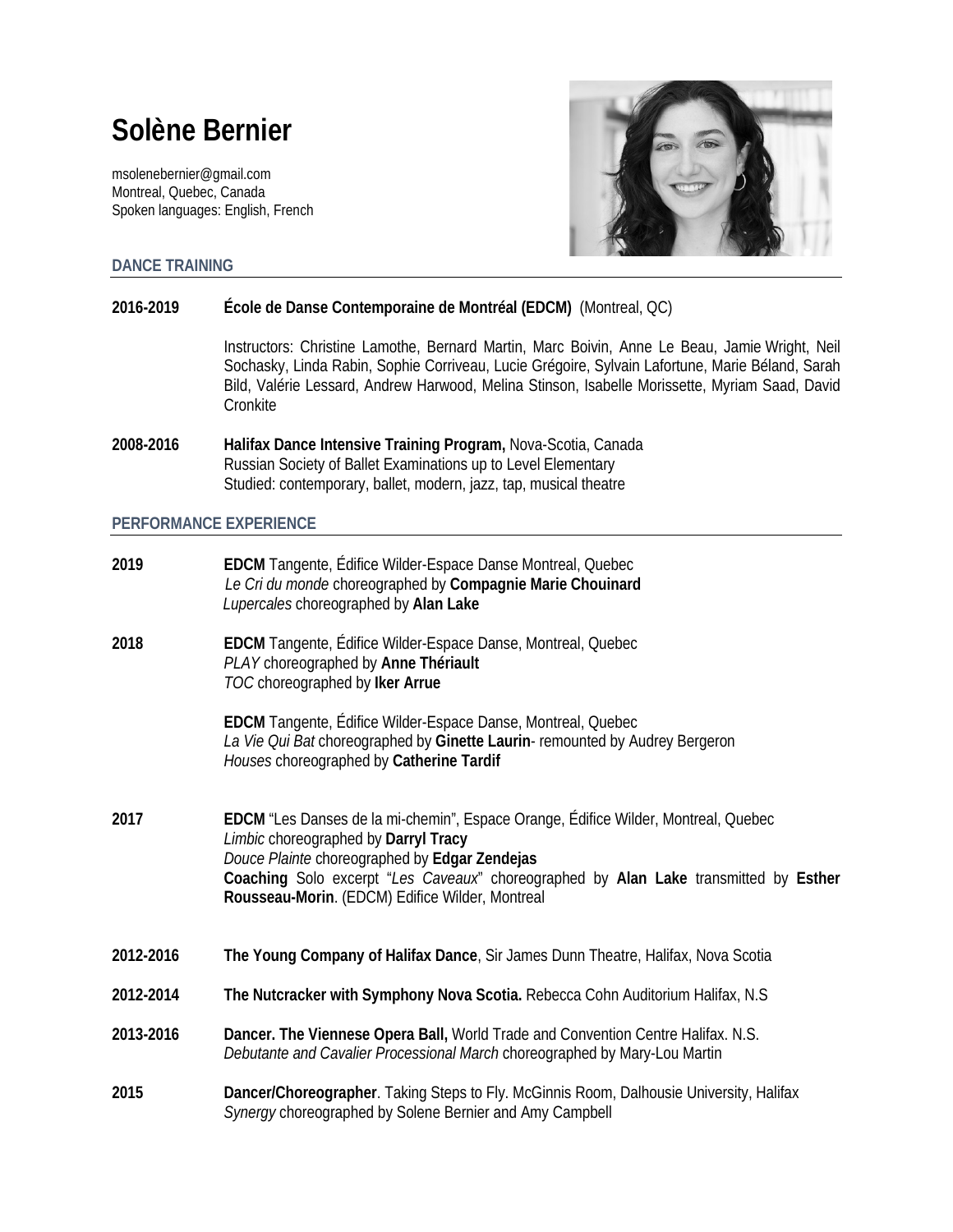# Solène Bernier

msolenebernier@gmail.com
Montreal, Quebec, Canada
Spoken languages: English, French

## DANCE TRAINING

**2016-2019** **École de Danse Contemporaine de Montréal (EDCM)** (Montreal, QC)

Instructors: Christine Lamothe, Bernard Martin, Marc Boivin, Anne Le Beau, Jamie Wright, Neil Sochasky, Linda Rabin, Sophie Corriveau, Lucie Grégoire, Sylvain Lafortune, Marie Béland, Sarah Bild, Valérie Lessard, Andrew Harwood, Melina Stinson, Isabelle Morissette, Myriam Saad, David Cronkite

**2008-2016** **Halifax Dance Intensive Training Program,** Nova-Scotia, Canada
Russian Society of Ballet Examinations up to Level Elementary
Studied: contemporary, ballet, modern, jazz, tap, musical theatre

## PERFORMANCE EXPERIENCE

**2019** **EDCM** Tangente, Édifice Wilder-Espace Danse Montreal, Quebec
*Le Cri du monde* choreographed by **Compagnie Marie Chouinard**
*Lupercales* choreographed by **Alan Lake**

**2018** **EDCM** Tangente, Édifice Wilder-Espace Danse, Montreal, Quebec
*PLAY* choreographed by **Anne Thériault**
*TOC* choreographed by **Iker Arrue**

**EDCM** Tangente, Édifice Wilder-Espace Danse, Montreal, Quebec
*La Vie Qui Bat* choreographed by **Ginette Laurin**- remounted by Audrey Bergeron
*Houses* choreographed by **Catherine Tardif**

**2017** **EDCM** "Les Danses de la mi-chemin", Espace Orange, Édifice Wilder, Montreal, Quebec
*Limbic* choreographed by **Darryl Tracy**
*Douce Plainte* choreographed by **Edgar Zendejas**
**Coaching** Solo excerpt "*Les Caveaux*" choreographed by **Alan Lake** transmitted by **Esther Rousseau-Morin**. (EDCM) Edifice Wilder, Montreal

**2012-2016** **The Young Company of Halifax Dance**, Sir James Dunn Theatre, Halifax, Nova Scotia

**2012-2014** **The Nutcracker with Symphony Nova Scotia.** Rebecca Cohn Auditorium Halifax, N.S

**2013-2016** **Dancer. The Viennese Opera Ball,** World Trade and Convention Centre Halifax. N.S.
*Debutante and Cavalier Processional March* choreographed by Mary-Lou Martin

**2015** **Dancer/Choreographer**. Taking Steps to Fly. McGinnis Room, Dalhousie University, Halifax
*Synergy* choreographed by Solene Bernier and Amy Campbell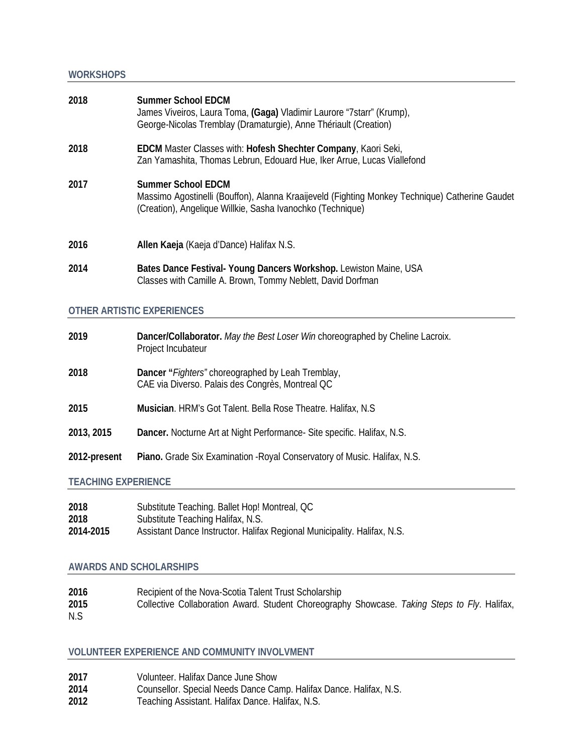## WORKSHOPS

**2018** **Summer School EDCM**
James Viveiros, Laura Toma, **(Gaga)** Vladimir Laurore "7starr" (Krump),
George-Nicolas Tremblay (Dramaturgie), Anne Thériault (Creation)

**2018** **EDCM** Master Classes with: **Hofesh Shechter Company**, Kaori Seki,
Zan Yamashita, Thomas Lebrun, Edouard Hue, Iker Arrue, Lucas Viallefond

**2017** **Summer School EDCM**
Massimo Agostinelli (Bouffon), Alanna Kraaijeveld (Fighting Monkey Technique) Catherine Gaudet (Creation), Angelique Willkie, Sasha Ivanochko (Technique)

**2016** **Allen Kaeja** (Kaeja d'Dance) Halifax N.S.

**2014** **Bates Dance Festival- Young Dancers Workshop.** Lewiston Maine, USA
Classes with Camille A. Brown, Tommy Neblett, David Dorfman

## OTHER ARTISTIC EXPERIENCES

**2019** **Dancer/Collaborator.** *May the Best Loser Win* choreographed by Cheline Lacroix.
Project Incubateur

**2018** **Dancer "***Fighters"* choreographed by Leah Tremblay,
CAE via Diverso. Palais des Congrès, Montreal QC

**2015** **Musician**. HRM's Got Talent. Bella Rose Theatre. Halifax, N.S

**2013, 2015** **Dancer.** Nocturne Art at Night Performance- Site specific. Halifax, N.S.

**2012-present** **Piano.** Grade Six Examination -Royal Conservatory of Music. Halifax, N.S.

## TEACHING EXPERIENCE

**2018** Substitute Teaching. Ballet Hop! Montreal, QC
**2018** Substitute Teaching Halifax, N.S.
**2014-2015** Assistant Dance Instructor. Halifax Regional Municipality. Halifax, N.S.

## AWARDS AND SCHOLARSHIPS

**2016** Recipient of the Nova-Scotia Talent Trust Scholarship
**2015** Collective Collaboration Award. Student Choreography Showcase. *Taking Steps to Fly*. Halifax, N.S

## VOLUNTEER EXPERIENCE AND COMMUNITY INVOLVMENT

**2017** Volunteer. Halifax Dance June Show
**2014** Counsellor. Special Needs Dance Camp. Halifax Dance. Halifax, N.S.
**2012** Teaching Assistant. Halifax Dance. Halifax, N.S.